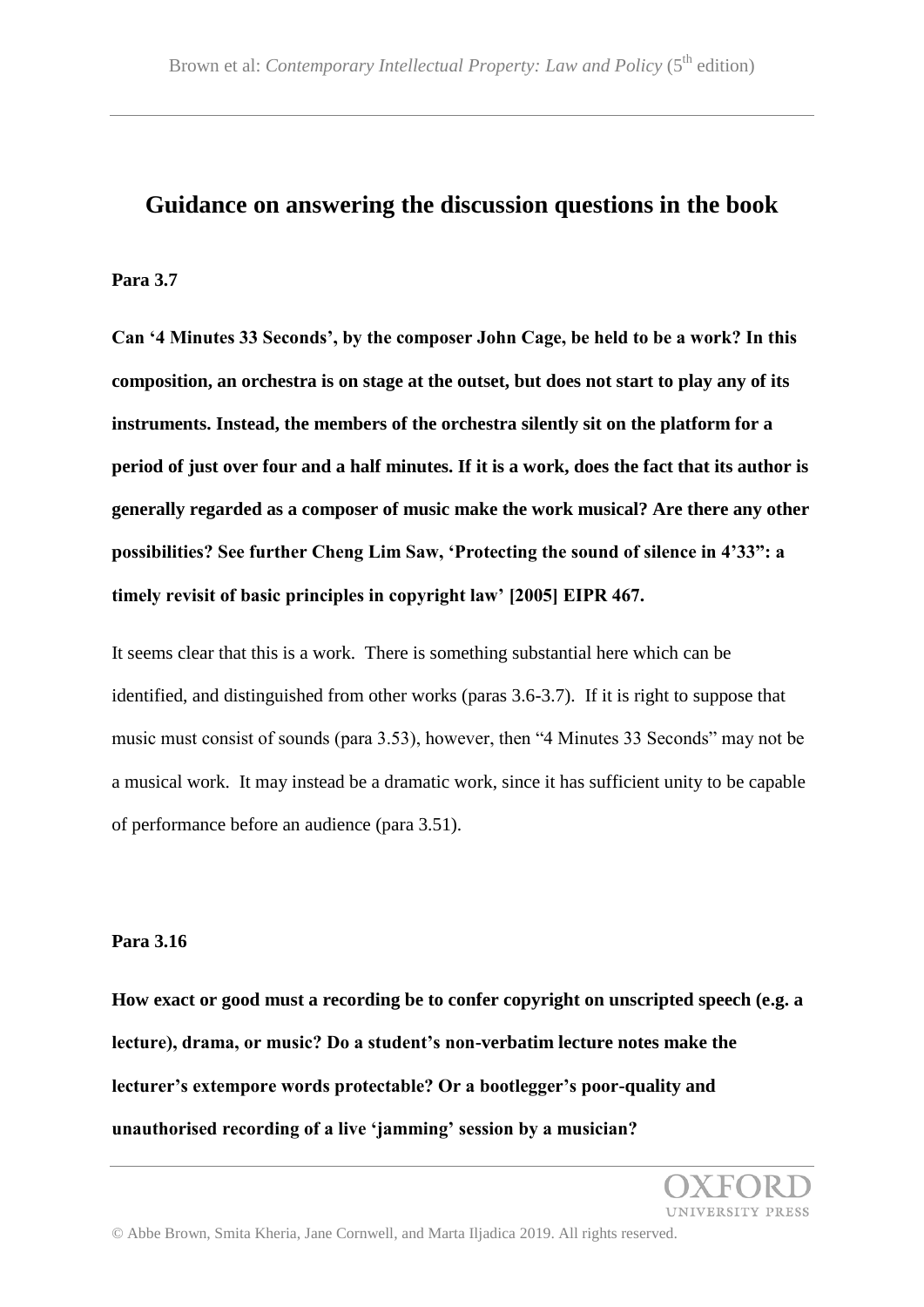# Guidance on answering the discussion questions in the book

**Para 3.7**

**Can '4 Minutes 33 Seconds', by the composer John Cage, be held to be a work? In this composition, an orchestra is on stage at the outset, but does not start to play any of its instruments. Instead, the members of the orchestra silently sit on the platform for a period of just over four and a half minutes. If it is a work, does the fact that its author is generally regarded as a composer of music make the work musical? Are there any other possibilities? See further Cheng Lim Saw, 'Protecting the sound of silence in 4'33": a timely revisit of basic principles in copyright law' [2005] EIPR 467.**

It seems clear that this is a work. There is something substantial here which can be identified, and distinguished from other works (paras 3.6-3.7). If it is right to suppose that music must consist of sounds (para 3.53), however, then "4 Minutes 33 Seconds" may not be a musical work. It may instead be a dramatic work, since it has sufficient unity to be capable of performance before an audience (para 3.51).

**Para 3.16**

**How exact or good must a recording be to confer copyright on unscripted speech (e.g. a lecture), drama, or music? Do a student's non-verbatim lecture notes make the lecturer's extempore words protectable? Or a bootlegger's poor-quality and unauthorised recording of a live 'jamming' session by a musician?**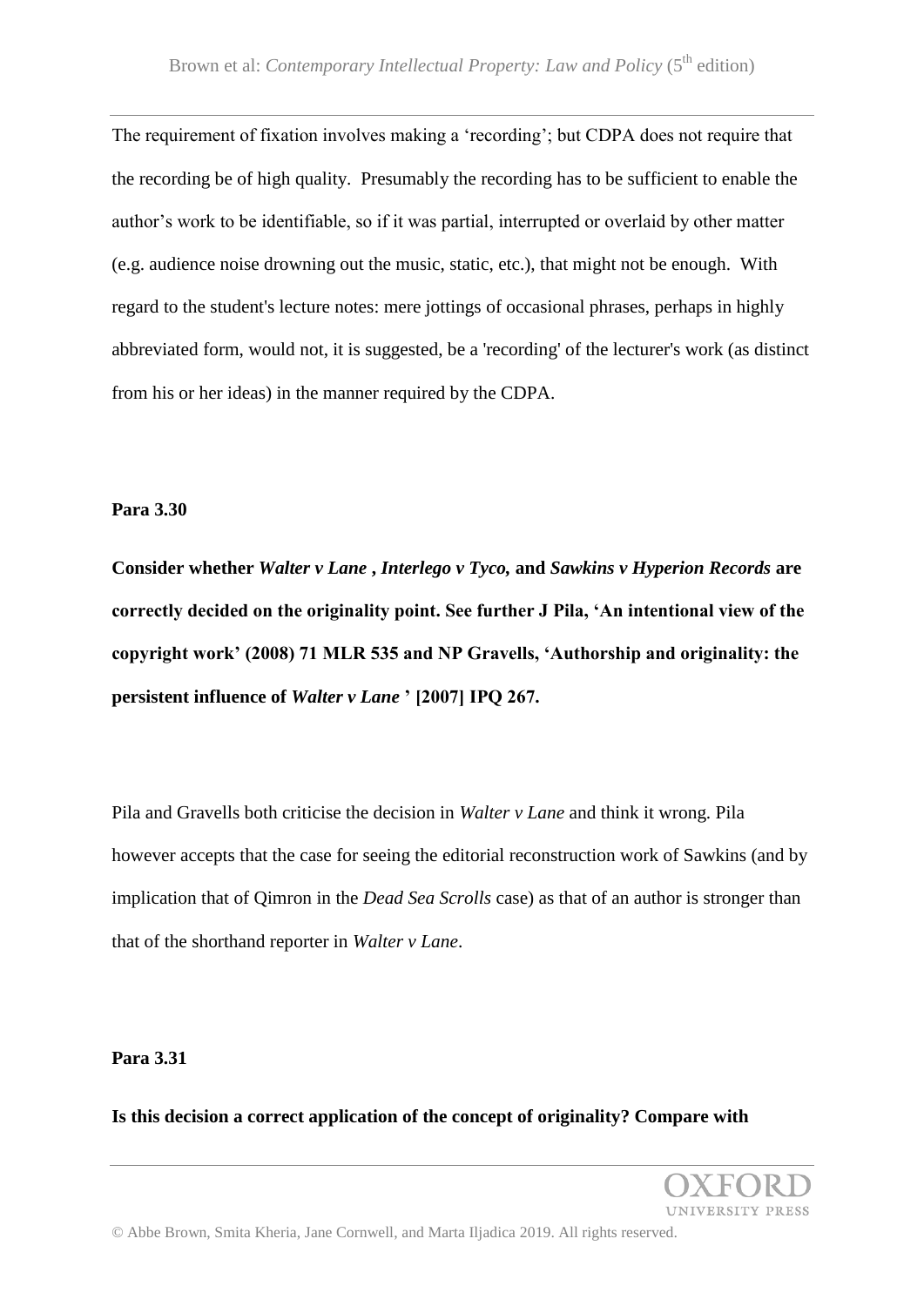The requirement of fixation involves making a 'recording'; but CDPA does not require that the recording be of high quality. Presumably the recording has to be sufficient to enable the author's work to be identifiable, so if it was partial, interrupted or overlaid by other matter (e.g. audience noise drowning out the music, static, etc.), that might not be enough. With regard to the student's lecture notes: mere jottings of occasional phrases, perhaps in highly abbreviated form, would not, it is suggested, be a 'recording' of the lecturer's work (as distinct from his or her ideas) in the manner required by the CDPA.

**Para 3.30**

**Consider whether *Walter v Lane* , *Interlego v Tyco,* and *Sawkins v Hyperion Records* are correctly decided on the originality point. See further J Pila, 'An intentional view of the copyright work' (2008) 71 MLR 535 and NP Gravells, 'Authorship and originality: the persistent influence of *Walter v Lane* ' [2007] IPQ 267.**

Pila and Gravells both criticise the decision in *Walter v Lane* and think it wrong. Pila however accepts that the case for seeing the editorial reconstruction work of Sawkins (and by implication that of Qimron in the *Dead Sea Scrolls* case) as that of an author is stronger than that of the shorthand reporter in *Walter v Lane*.

**Para 3.31**

**Is this decision a correct application of the concept of originality? Compare with**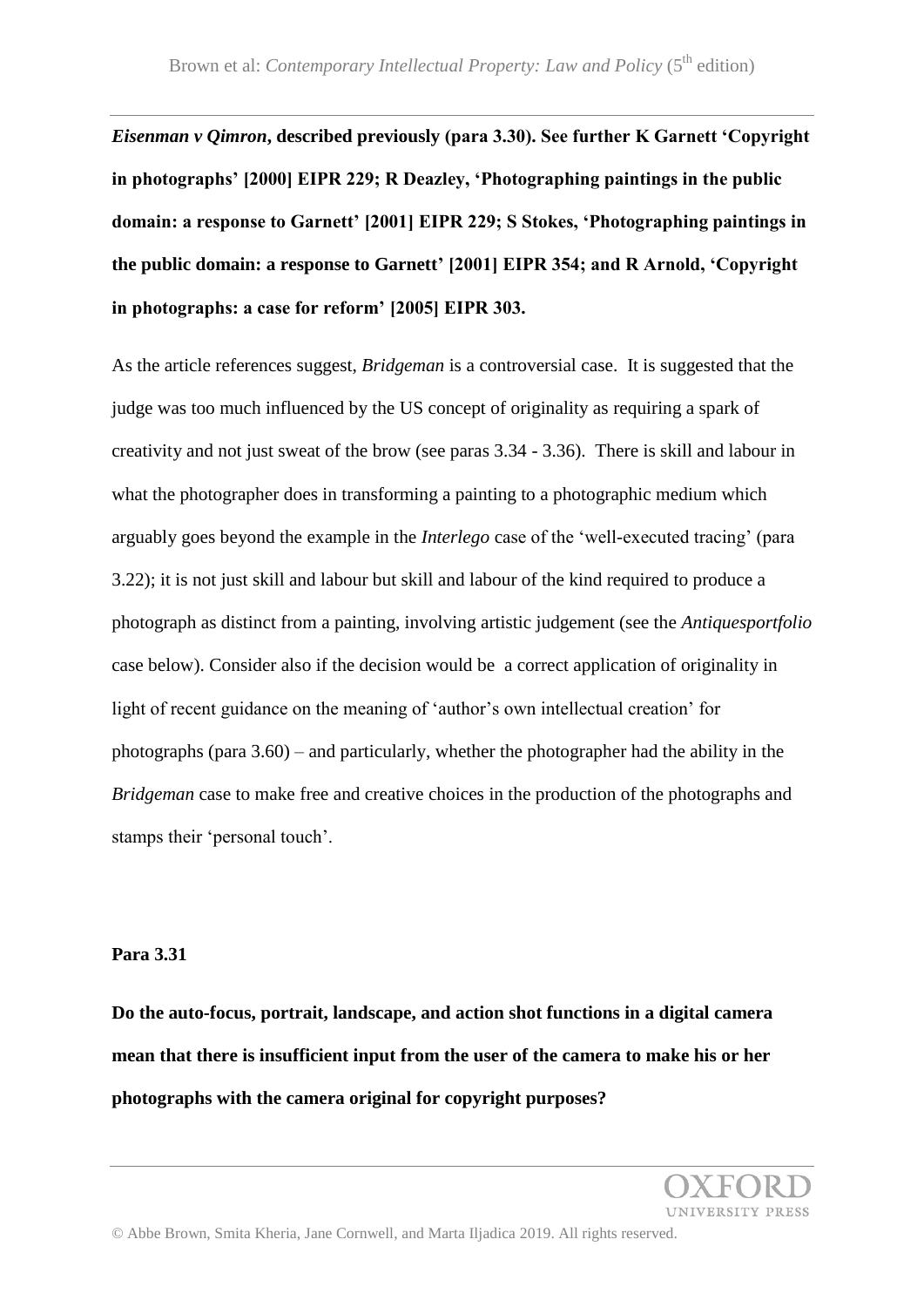***Eisenman v Qimron*, described previously (para 3.30). See further K Garnett 'Copyright in photographs' [2000] EIPR 229; R Deazley, 'Photographing paintings in the public domain: a response to Garnett' [2001] EIPR 229; S Stokes, 'Photographing paintings in the public domain: a response to Garnett' [2001] EIPR 354; and R Arnold, 'Copyright in photographs: a case for reform' [2005] EIPR 303.**

As the article references suggest, *Bridgeman* is a controversial case. It is suggested that the judge was too much influenced by the US concept of originality as requiring a spark of creativity and not just sweat of the brow (see paras 3.34 - 3.36). There is skill and labour in what the photographer does in transforming a painting to a photographic medium which arguably goes beyond the example in the *Interlego* case of the 'well-executed tracing' (para 3.22); it is not just skill and labour but skill and labour of the kind required to produce a photograph as distinct from a painting, involving artistic judgement (see the *Antiquesportfolio* case below). Consider also if the decision would be a correct application of originality in light of recent guidance on the meaning of 'author's own intellectual creation' for photographs (para 3.60) – and particularly, whether the photographer had the ability in the *Bridgeman* case to make free and creative choices in the production of the photographs and stamps their 'personal touch'.

**Para 3.31**

**Do the auto-focus, portrait, landscape, and action shot functions in a digital camera mean that there is insufficient input from the user of the camera to make his or her photographs with the camera original for copyright purposes?**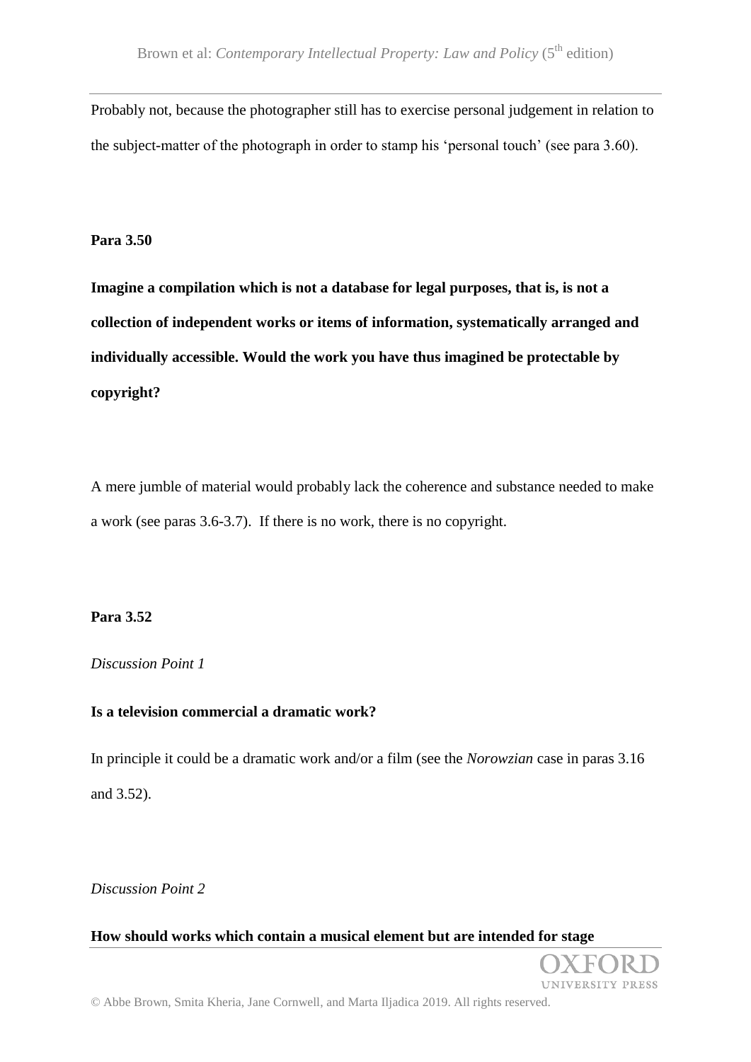Probably not, because the photographer still has to exercise personal judgement in relation to the subject-matter of the photograph in order to stamp his 'personal touch' (see para 3.60).

**Para 3.50**

**Imagine a compilation which is not a database for legal purposes, that is, is not a collection of independent works or items of information, systematically arranged and individually accessible. Would the work you have thus imagined be protectable by copyright?**

A mere jumble of material would probably lack the coherence and substance needed to make a work (see paras 3.6-3.7). If there is no work, there is no copyright.

**Para 3.52**

*Discussion Point 1*

**Is a television commercial a dramatic work?**

In principle it could be a dramatic work and/or a film (see the *Norowzian* case in paras 3.16 and 3.52).

*Discussion Point 2*

**How should works which contain a musical element but are intended for stage**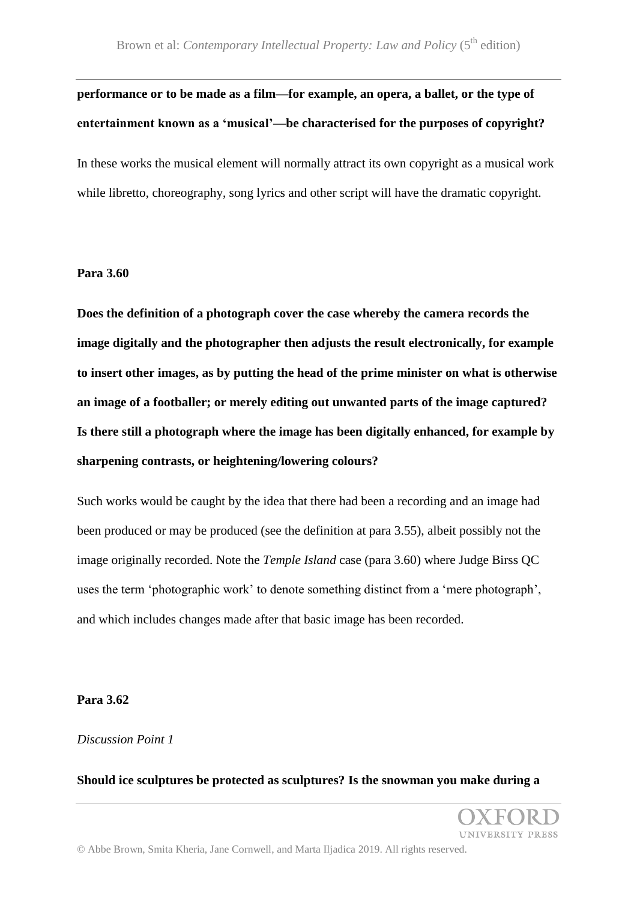**performance or to be made as a film—for example, an opera, a ballet, or the type of entertainment known as a 'musical'—be characterised for the purposes of copyright?**

In these works the musical element will normally attract its own copyright as a musical work while libretto, choreography, song lyrics and other script will have the dramatic copyright.

**Para 3.60**

**Does the definition of a photograph cover the case whereby the camera records the image digitally and the photographer then adjusts the result electronically, for example to insert other images, as by putting the head of the prime minister on what is otherwise an image of a footballer; or merely editing out unwanted parts of the image captured? Is there still a photograph where the image has been digitally enhanced, for example by sharpening contrasts, or heightening/lowering colours?**

Such works would be caught by the idea that there had been a recording and an image had been produced or may be produced (see the definition at para 3.55), albeit possibly not the image originally recorded. Note the *Temple Island* case (para 3.60) where Judge Birss QC uses the term 'photographic work' to denote something distinct from a 'mere photograph', and which includes changes made after that basic image has been recorded.

**Para 3.62**

*Discussion Point 1*

**Should ice sculptures be protected as sculptures? Is the snowman you make during a**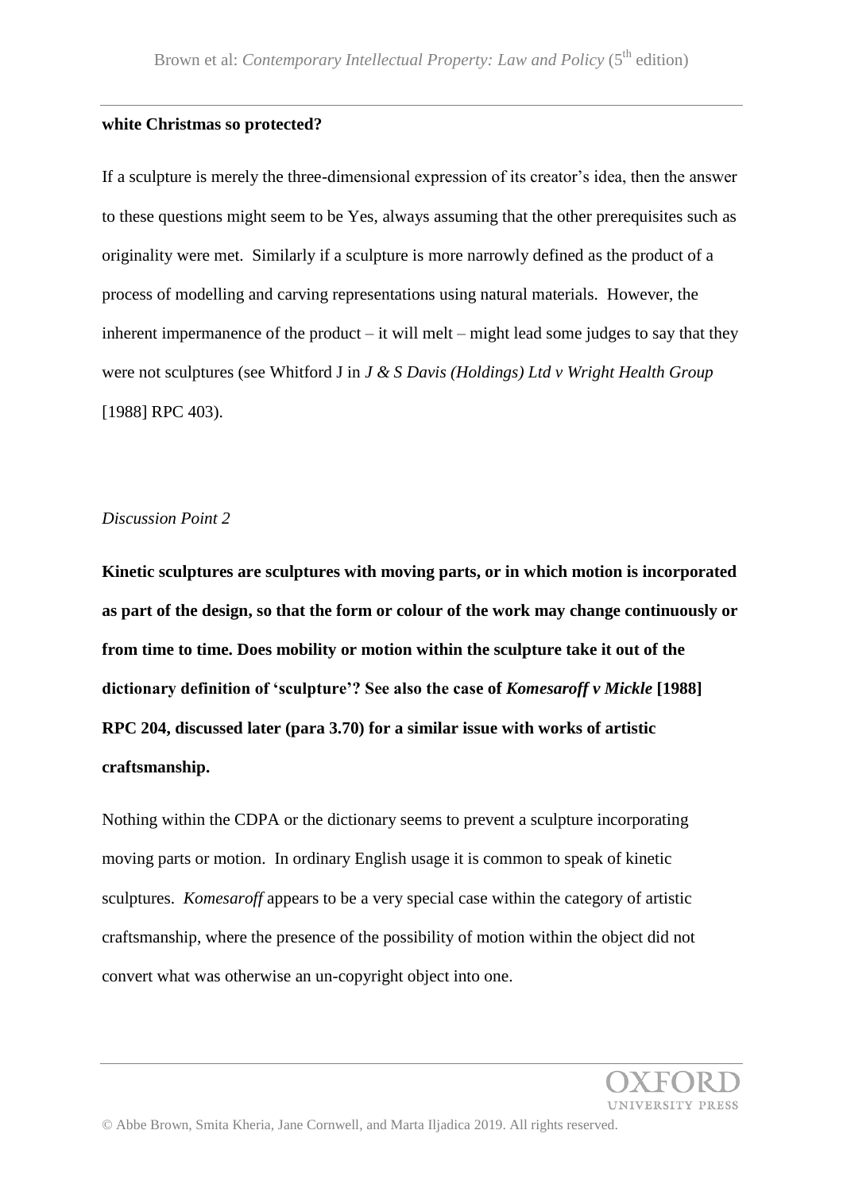**white Christmas so protected?**

If a sculpture is merely the three-dimensional expression of its creator's idea, then the answer to these questions might seem to be Yes, always assuming that the other prerequisites such as originality were met. Similarly if a sculpture is more narrowly defined as the product of a process of modelling and carving representations using natural materials. However, the inherent impermanence of the product – it will melt – might lead some judges to say that they were not sculptures (see Whitford J in *J & S Davis (Holdings) Ltd v Wright Health Group* [1988] RPC 403).

*Discussion Point 2*

**Kinetic sculptures are sculptures with moving parts, or in which motion is incorporated as part of the design, so that the form or colour of the work may change continuously or from time to time. Does mobility or motion within the sculpture take it out of the dictionary definition of 'sculpture'? See also the case of *Komesaroff v Mickle* [1988] RPC 204, discussed later (para 3.70) for a similar issue with works of artistic craftsmanship.**

Nothing within the CDPA or the dictionary seems to prevent a sculpture incorporating moving parts or motion. In ordinary English usage it is common to speak of kinetic sculptures. *Komesaroff* appears to be a very special case within the category of artistic craftsmanship, where the presence of the possibility of motion within the object did not convert what was otherwise an un-copyright object into one.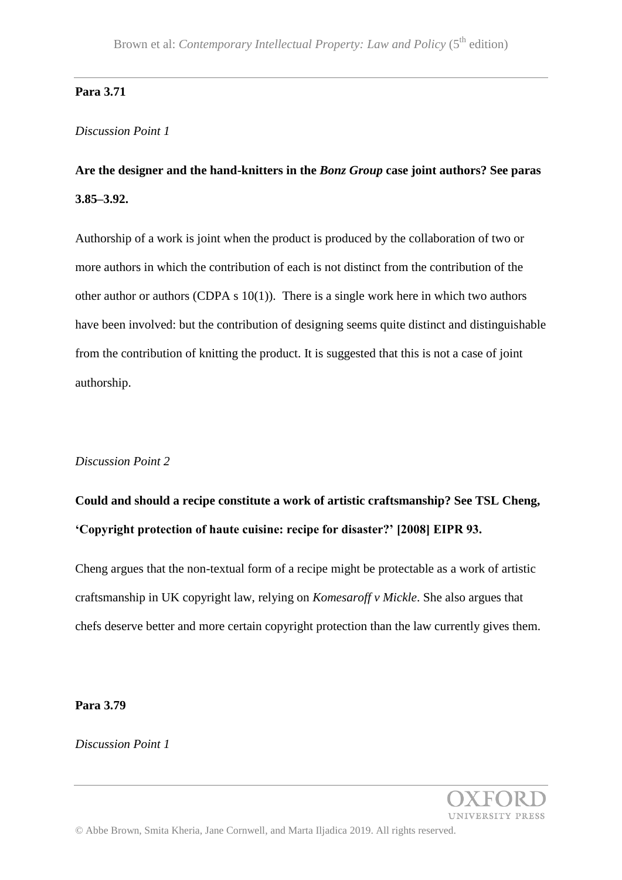**Para 3.71**

*Discussion Point 1*

**Are the designer and the hand-knitters in the *Bonz Group* case joint authors? See paras 3.85–3.92.**

Authorship of a work is joint when the product is produced by the collaboration of two or more authors in which the contribution of each is not distinct from the contribution of the other author or authors (CDPA s 10(1)). There is a single work here in which two authors have been involved: but the contribution of designing seems quite distinct and distinguishable from the contribution of knitting the product. It is suggested that this is not a case of joint authorship.

*Discussion Point 2*

**Could and should a recipe constitute a work of artistic craftsmanship? See TSL Cheng, 'Copyright protection of haute cuisine: recipe for disaster?' [2008] EIPR 93.**

Cheng argues that the non-textual form of a recipe might be protectable as a work of artistic craftsmanship in UK copyright law, relying on *Komesaroff v Mickle*. She also argues that chefs deserve better and more certain copyright protection than the law currently gives them.

**Para 3.79**

*Discussion Point 1*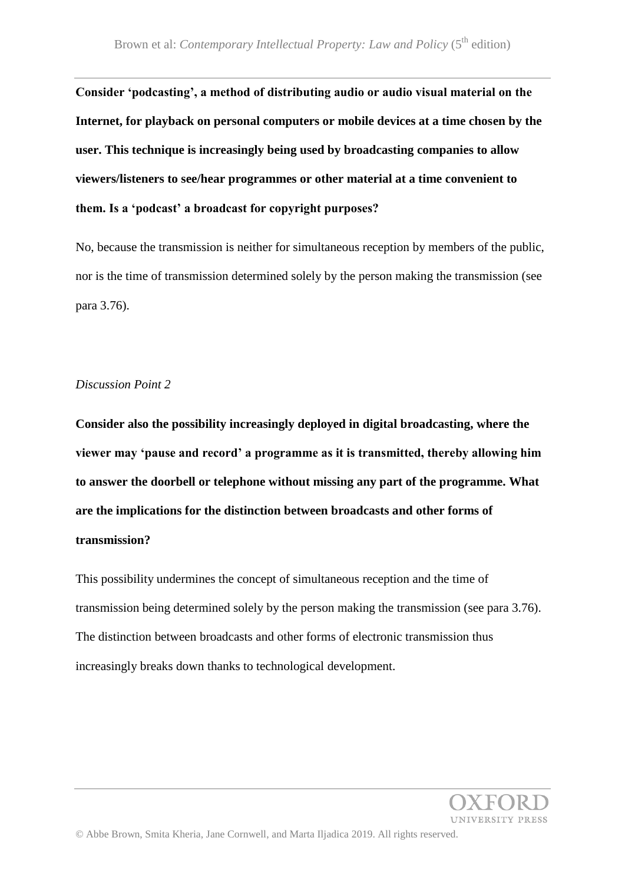**Consider 'podcasting', a method of distributing audio or audio visual material on the Internet, for playback on personal computers or mobile devices at a time chosen by the user. This technique is increasingly being used by broadcasting companies to allow viewers/listeners to see/hear programmes or other material at a time convenient to them. Is a 'podcast' a broadcast for copyright purposes?**

No, because the transmission is neither for simultaneous reception by members of the public, nor is the time of transmission determined solely by the person making the transmission (see para 3.76).

*Discussion Point 2*

**Consider also the possibility increasingly deployed in digital broadcasting, where the viewer may 'pause and record' a programme as it is transmitted, thereby allowing him to answer the doorbell or telephone without missing any part of the programme. What are the implications for the distinction between broadcasts and other forms of transmission?**

This possibility undermines the concept of simultaneous reception and the time of transmission being determined solely by the person making the transmission (see para 3.76). The distinction between broadcasts and other forms of electronic transmission thus increasingly breaks down thanks to technological development.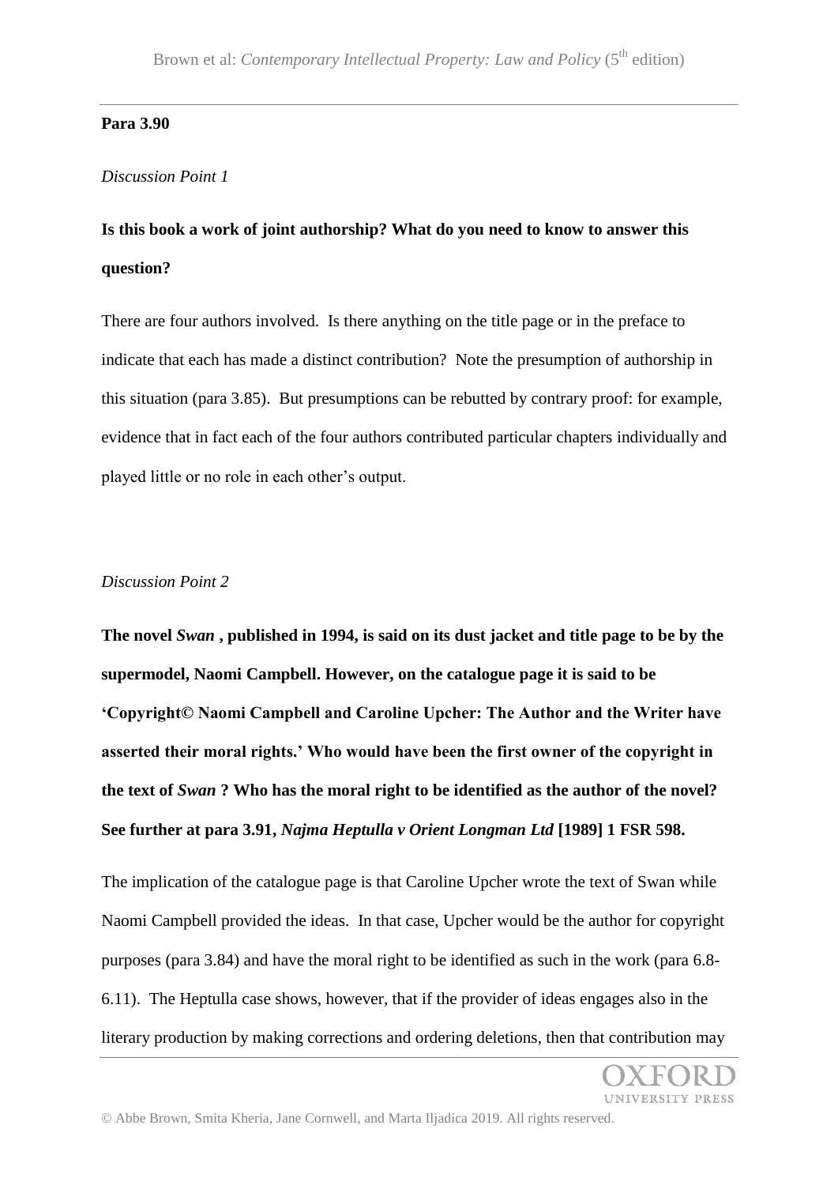**Para 3.90**

*Discussion Point 1*

**Is this book a work of joint authorship? What do you need to know to answer this question?**

There are four authors involved. Is there anything on the title page or in the preface to indicate that each has made a distinct contribution? Note the presumption of authorship in this situation (para 3.85). But presumptions can be rebutted by contrary proof: for example, evidence that in fact each of the four authors contributed particular chapters individually and played little or no role in each other's output.

*Discussion Point 2*

**The novel *Swan* , published in 1994, is said on its dust jacket and title page to be by the supermodel, Naomi Campbell. However, on the catalogue page it is said to be 'Copyright© Naomi Campbell and Caroline Upcher: The Author and the Writer have asserted their moral rights.' Who would have been the first owner of the copyright in the text of *Swan* ? Who has the moral right to be identified as the author of the novel? See further at para 3.91, *Najma Heptulla v Orient Longman Ltd* [1989] 1 FSR 598.**

The implication of the catalogue page is that Caroline Upcher wrote the text of Swan while Naomi Campbell provided the ideas. In that case, Upcher would be the author for copyright purposes (para 3.84) and have the moral right to be identified as such in the work (para 6.8-6.11). The Heptulla case shows, however, that if the provider of ideas engages also in the literary production by making corrections and ordering deletions, then that contribution may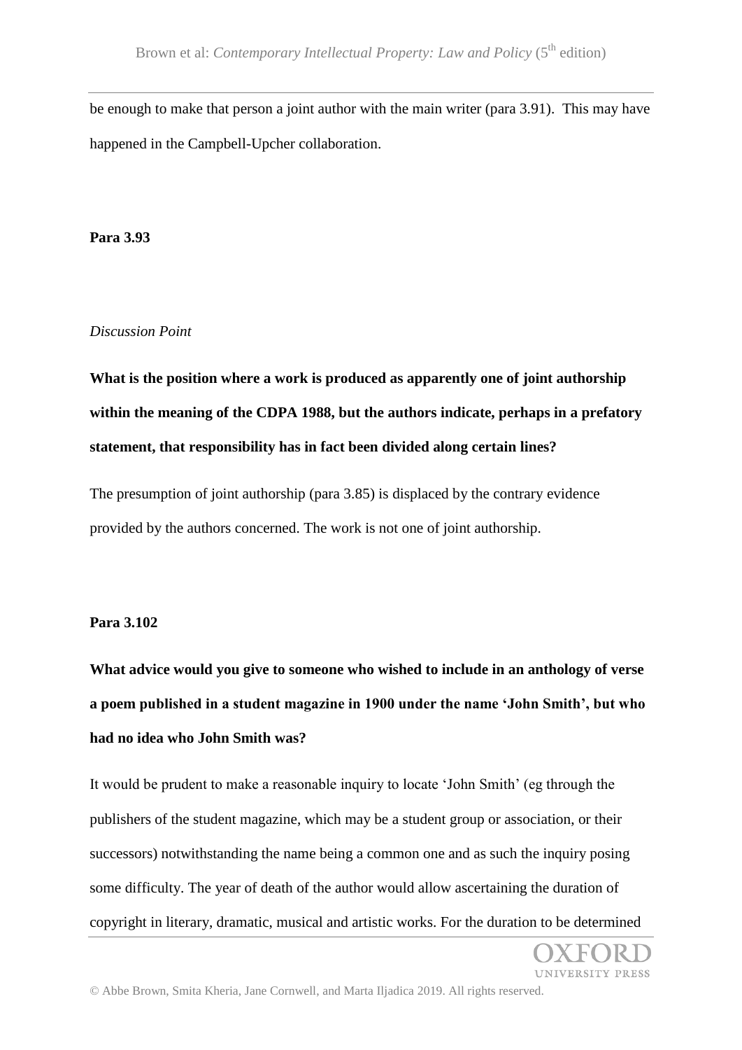be enough to make that person a joint author with the main writer (para 3.91). This may have happened in the Campbell-Upcher collaboration.

**Para 3.93**

*Discussion Point*

**What is the position where a work is produced as apparently one of joint authorship within the meaning of the CDPA 1988, but the authors indicate, perhaps in a prefatory statement, that responsibility has in fact been divided along certain lines?**

The presumption of joint authorship (para 3.85) is displaced by the contrary evidence provided by the authors concerned. The work is not one of joint authorship.

**Para 3.102**

**What advice would you give to someone who wished to include in an anthology of verse a poem published in a student magazine in 1900 under the name 'John Smith', but who had no idea who John Smith was?**

It would be prudent to make a reasonable inquiry to locate 'John Smith' (eg through the publishers of the student magazine, which may be a student group or association, or their successors) notwithstanding the name being a common one and as such the inquiry posing some difficulty. The year of death of the author would allow ascertaining the duration of copyright in literary, dramatic, musical and artistic works. For the duration to be determined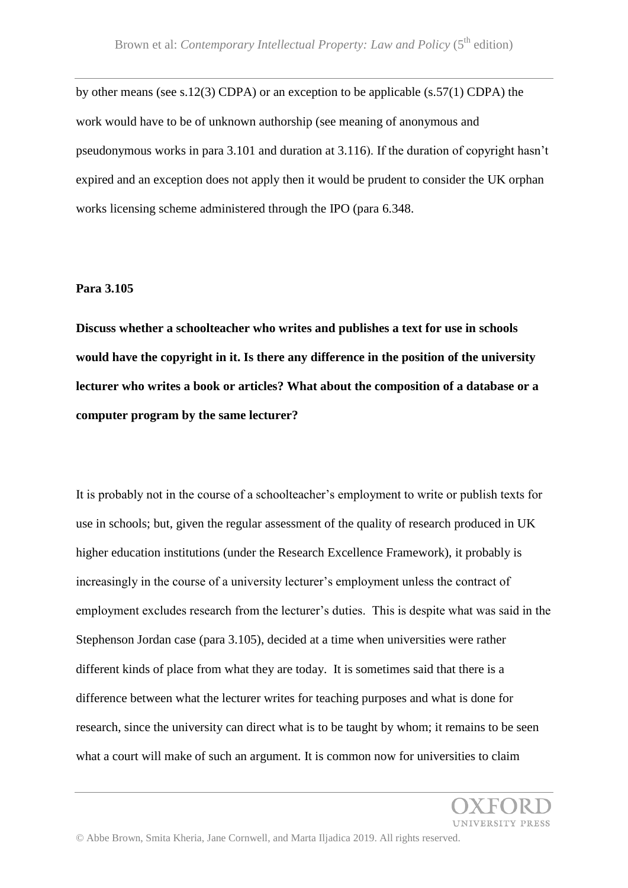by other means (see s.12(3) CDPA) or an exception to be applicable (s.57(1) CDPA) the work would have to be of unknown authorship (see meaning of anonymous and pseudonymous works in para 3.101 and duration at 3.116). If the duration of copyright hasn't expired and an exception does not apply then it would be prudent to consider the UK orphan works licensing scheme administered through the IPO (para 6.348.

**Para 3.105**

**Discuss whether a schoolteacher who writes and publishes a text for use in schools would have the copyright in it. Is there any difference in the position of the university lecturer who writes a book or articles? What about the composition of a database or a computer program by the same lecturer?**

It is probably not in the course of a schoolteacher's employment to write or publish texts for use in schools; but, given the regular assessment of the quality of research produced in UK higher education institutions (under the Research Excellence Framework), it probably is increasingly in the course of a university lecturer's employment unless the contract of employment excludes research from the lecturer's duties. This is despite what was said in the Stephenson Jordan case (para 3.105), decided at a time when universities were rather different kinds of place from what they are today. It is sometimes said that there is a difference between what the lecturer writes for teaching purposes and what is done for research, since the university can direct what is to be taught by whom; it remains to be seen what a court will make of such an argument. It is common now for universities to claim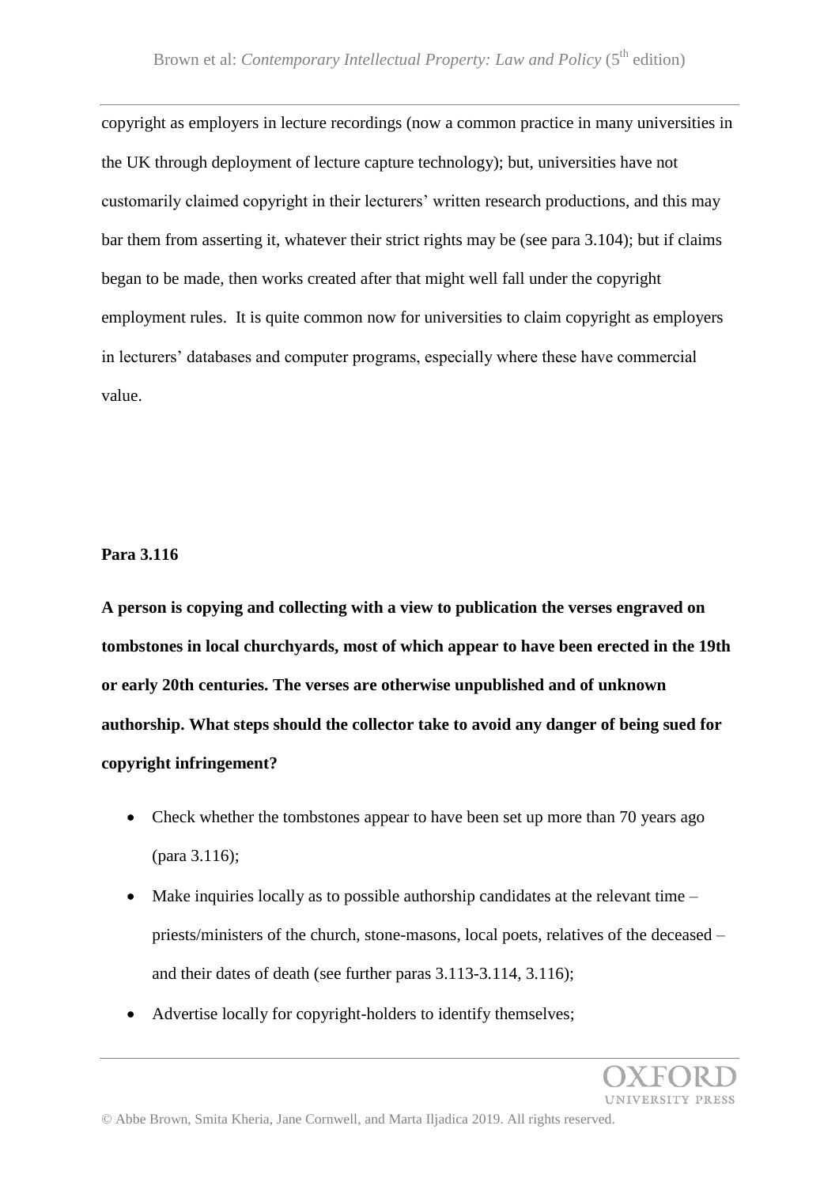copyright as employers in lecture recordings (now a common practice in many universities in the UK through deployment of lecture capture technology); but, universities have not customarily claimed copyright in their lecturers' written research productions, and this may bar them from asserting it, whatever their strict rights may be (see para 3.104); but if claims began to be made, then works created after that might well fall under the copyright employment rules. It is quite common now for universities to claim copyright as employers in lecturers' databases and computer programs, especially where these have commercial value.

**Para 3.116**

**A person is copying and collecting with a view to publication the verses engraved on tombstones in local churchyards, most of which appear to have been erected in the 19th or early 20th centuries. The verses are otherwise unpublished and of unknown authorship. What steps should the collector take to avoid any danger of being sued for copyright infringement?**

- Check whether the tombstones appear to have been set up more than 70 years ago (para 3.116);
- Make inquiries locally as to possible authorship candidates at the relevant time – priests/ministers of the church, stone-masons, local poets, relatives of the deceased – and their dates of death (see further paras 3.113-3.114, 3.116);
- Advertise locally for copyright-holders to identify themselves;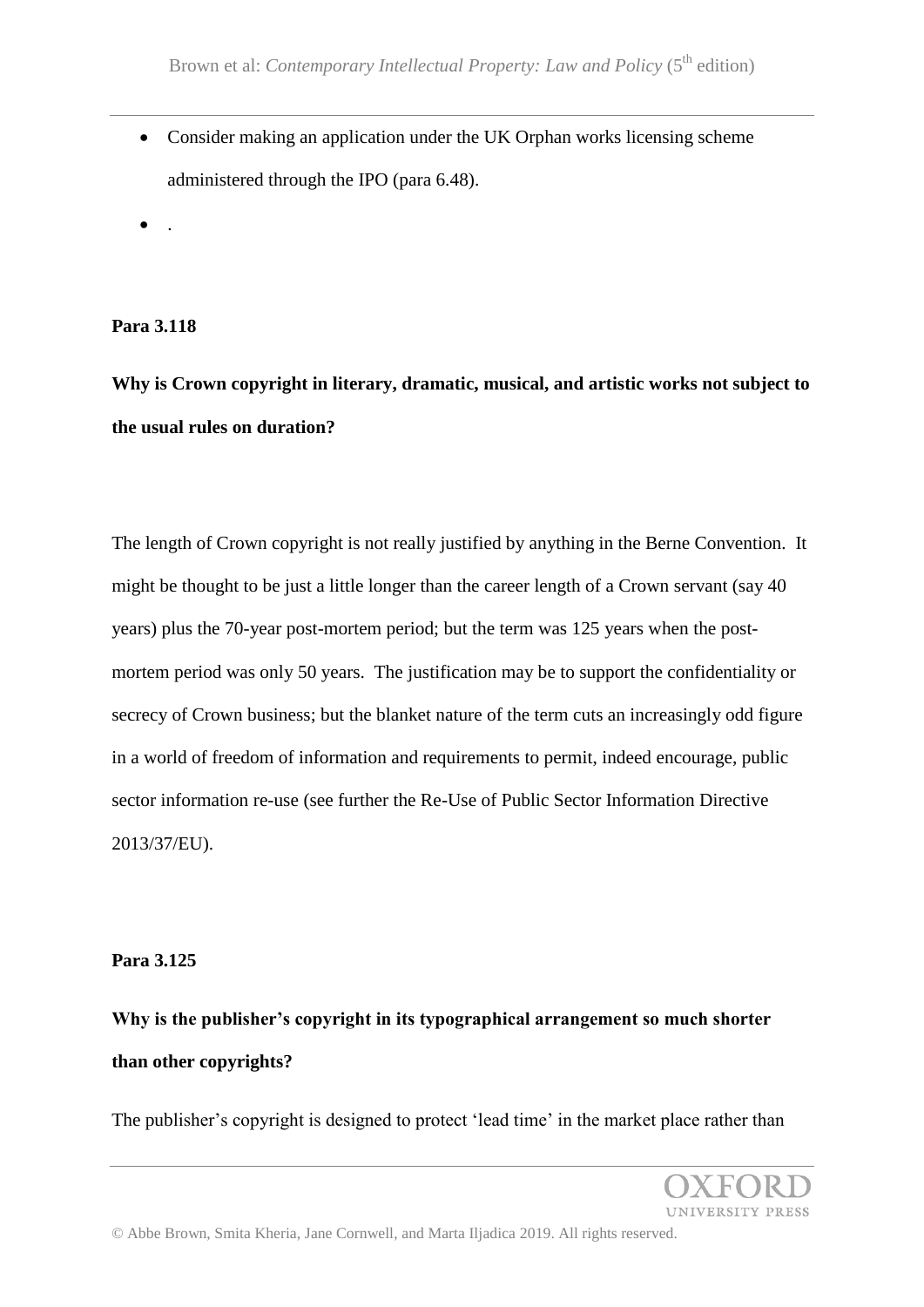- Consider making an application under the UK Orphan works licensing scheme administered through the IPO (para 6.48).
- .

**Para 3.118**

**Why is Crown copyright in literary, dramatic, musical, and artistic works not subject to the usual rules on duration?**

The length of Crown copyright is not really justified by anything in the Berne Convention. It might be thought to be just a little longer than the career length of a Crown servant (say 40 years) plus the 70-year post-mortem period; but the term was 125 years when the post-mortem period was only 50 years. The justification may be to support the confidentiality or secrecy of Crown business; but the blanket nature of the term cuts an increasingly odd figure in a world of freedom of information and requirements to permit, indeed encourage, public sector information re-use (see further the Re-Use of Public Sector Information Directive 2013/37/EU).

**Para 3.125**

**Why is the publisher's copyright in its typographical arrangement so much shorter than other copyrights?**

The publisher's copyright is designed to protect 'lead time' in the market place rather than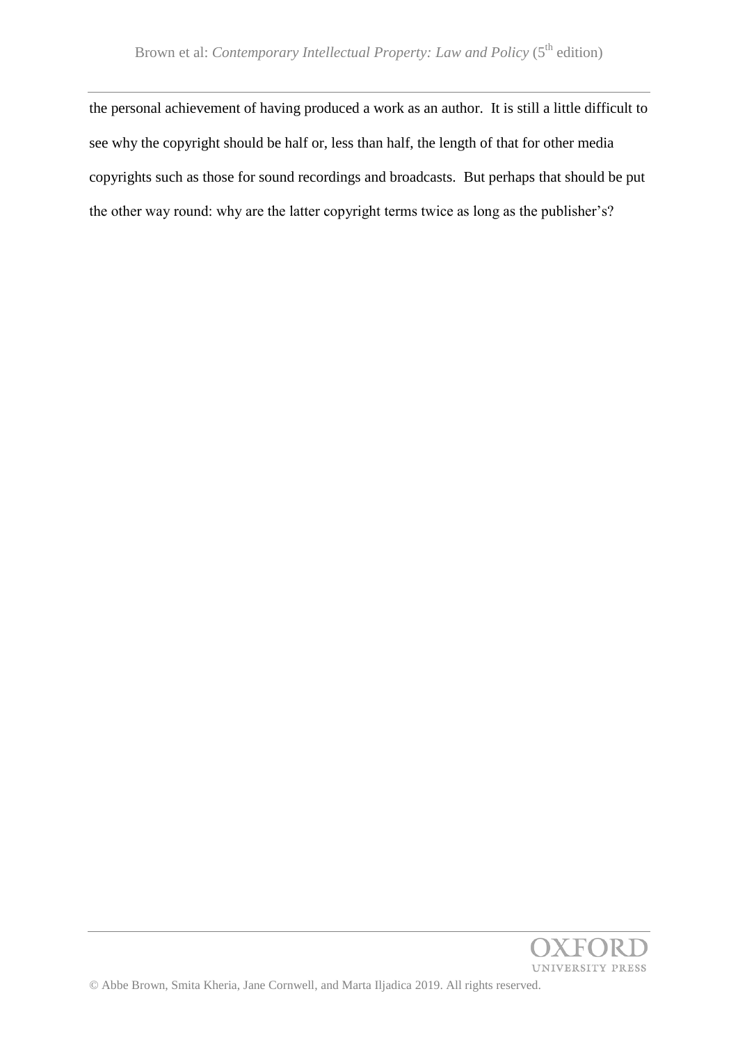the personal achievement of having produced a work as an author. It is still a little difficult to see why the copyright should be half or, less than half, the length of that for other media copyrights such as those for sound recordings and broadcasts. But perhaps that should be put the other way round: why are the latter copyright terms twice as long as the publisher's?